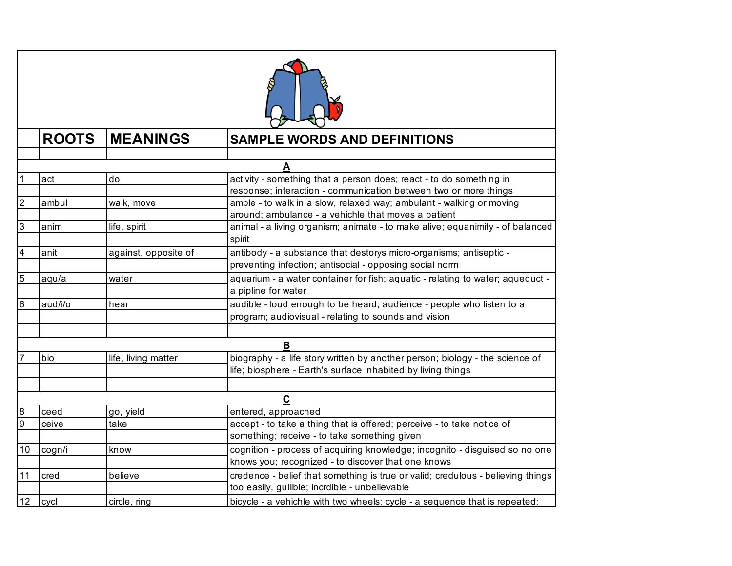| | ROOTS | MEANINGS | SAMPLE WORDS AND DEFINITIONS |
|---|---|---|---|
| | | | **A** |
| 1 | act | do | activity - something that a person does; react - to do something in response; interaction - communication between two or more things |
| 2 | ambul | walk, move | amble - to walk in a slow, relaxed way; ambulant - walking or moving around; ambulance - a vehichle that moves a patient |
| 3 | anim | life, spirit | animal - a living organism; animate - to make alive; equanimity - of balanced spirit |
| 4 | anit | against, opposite of | antibody - a substance that destorys micro-organisms; antiseptic - preventing infection; antisocial - opposing social norm |
| 5 | aqu/a | water | aquarium - a water container for fish; aquatic - relating to water; aqueduct - a pipline for water |
| 6 | aud/i/o | hear | audible - loud enough to be heard; audience - people who listen to a program; audiovisual - relating to sounds and vision |
| | | | **B** |
| 7 | bio | life, living matter | biography - a life story written by another person; biology - the science of life; biosphere - Earth's surface inhabited by living things |
| | | | **C** |
| 8 | ceed | go, yield | entered, approached |
| 9 | ceive | take | accept - to take a thing that is offered; perceive - to take notice of something; receive - to take something given |
| 10 | cogn/i | know | cognition - process of acquiring knowledge; incognito - disguised so no one knows you; recognized - to discover that one knows |
| 11 | cred | believe | credence - belief that something is true or valid; credulous - believing things too easily, gullible; incrdible - unbelievable |
| 12 | cycl | circle, ring | bicycle - a vehichle with two wheels; cycle - a sequence that is repeated; |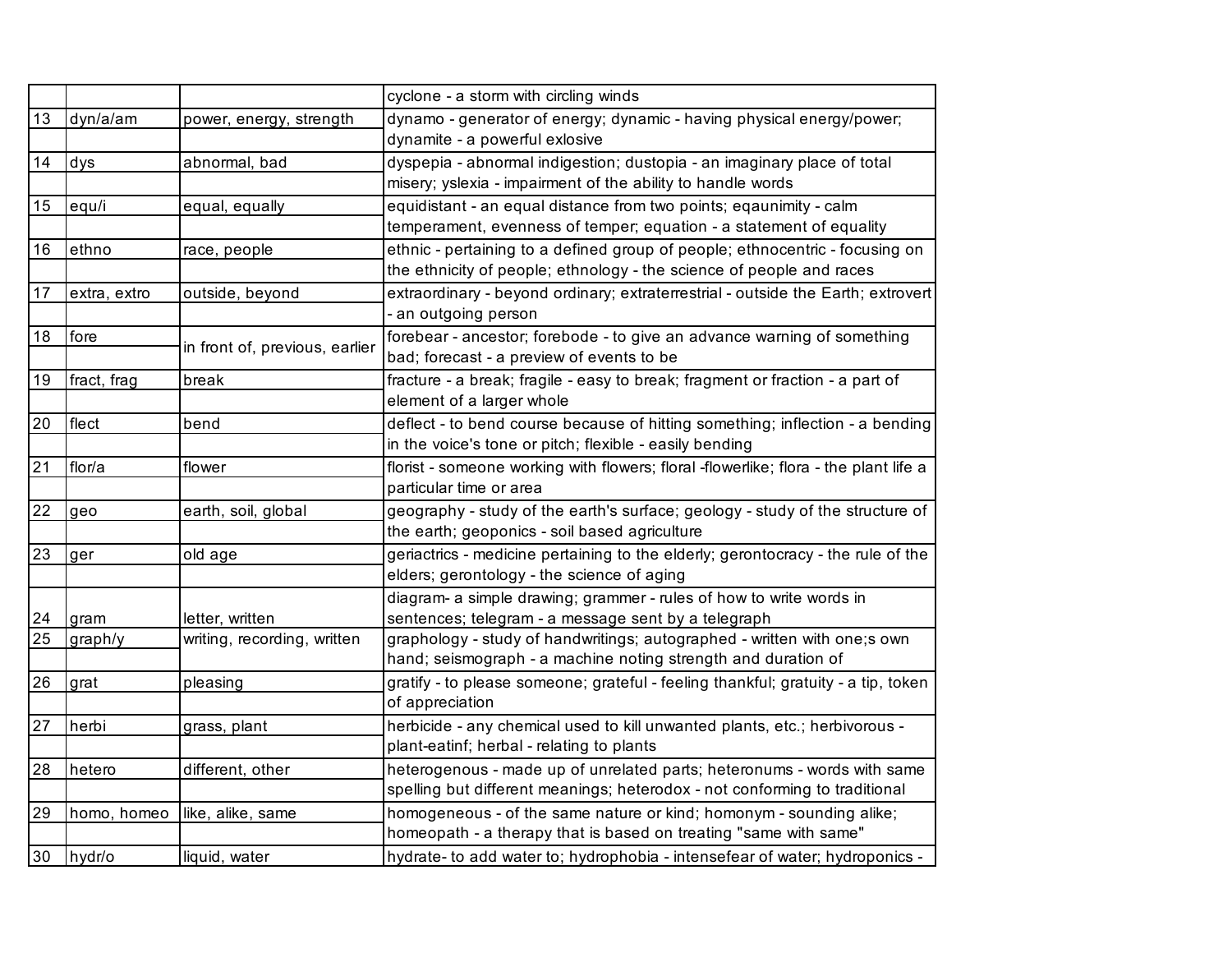|  |  |  |  |
|---|---|---|---|
|  |  |  | cyclone - a storm with circling winds |
| 13 | dyn/a/am | power, energy, strength | dynamo - generator of energy; dynamic - having physical energy/power; dynamite - a powerful exlosive |
| 14 | dys | abnormal, bad | dyspepia - abnormal indigestion; dustopia - an imaginary place of total misery; yslexia - impairment of the ability to handle words |
| 15 | equ/i | equal, equally | equidistant - an equal distance from two points; eqaunimity - calm temperament, evenness of temper; equation - a statement of equality |
| 16 | ethno | race, people | ethnic - pertaining to a defined group of people; ethnocentric - focusing on the ethnicity of people; ethnology - the science of people and races |
| 17 | extra, extro | outside, beyond | extraordinary - beyond ordinary; extraterrestrial - outside the Earth; extrovert - an outgoing person |
| 18 | fore | in front of, previous, earlier | forebear - ancestor; forebode - to give an advance warning of something bad; forecast - a preview of events to be |
| 19 | fract, frag | break | fracture - a break; fragile - easy to break; fragment or fraction - a part of element of a larger whole |
| 20 | flect | bend | deflect - to bend course because of hitting something; inflection - a bending in the voice's tone or pitch; flexible - easily bending |
| 21 | flor/a | flower | florist - someone working with flowers; floral -flowerlike; flora - the plant life a particular time or area |
| 22 | geo | earth, soil, global | geography - study of the earth's surface; geology - study of the structure of the earth; geoponics - soil based agriculture |
| 23 | ger | old age | geriactrics - medicine pertaining to the elderly; gerontocracy - the rule of the elders; gerontology - the science of aging |
| 24 | gram | letter, written | diagram- a simple drawing; grammer - rules of how to write words in sentences; telegram - a message sent by a telegraph |
| 25 | graph/y | writing, recording, written | graphology - study of handwritings; autographed - written with one;s own hand; seismograph - a machine noting strength and duration of |
| 26 | grat | pleasing | gratify - to please someone; grateful - feeling thankful; gratuity - a tip, token of appreciation |
| 27 | herbi | grass, plant | herbicide - any chemical used to kill unwanted plants, etc.; herbivorous - plant-eatinf; herbal - relating to plants |
| 28 | hetero | different, other | heterogenous - made up of unrelated parts; heteronums - words with same spelling but different meanings; heterodox - not conforming to traditional |
| 29 | homo, homeo | like, alike, same | homogeneous - of the same nature or kind; homonym - sounding alike; homeopath - a therapy that is based on treating "same with same" |
| 30 | hydr/o | liquid, water | hydrate- to add water to; hydrophobia - intensefear of water; hydroponics - |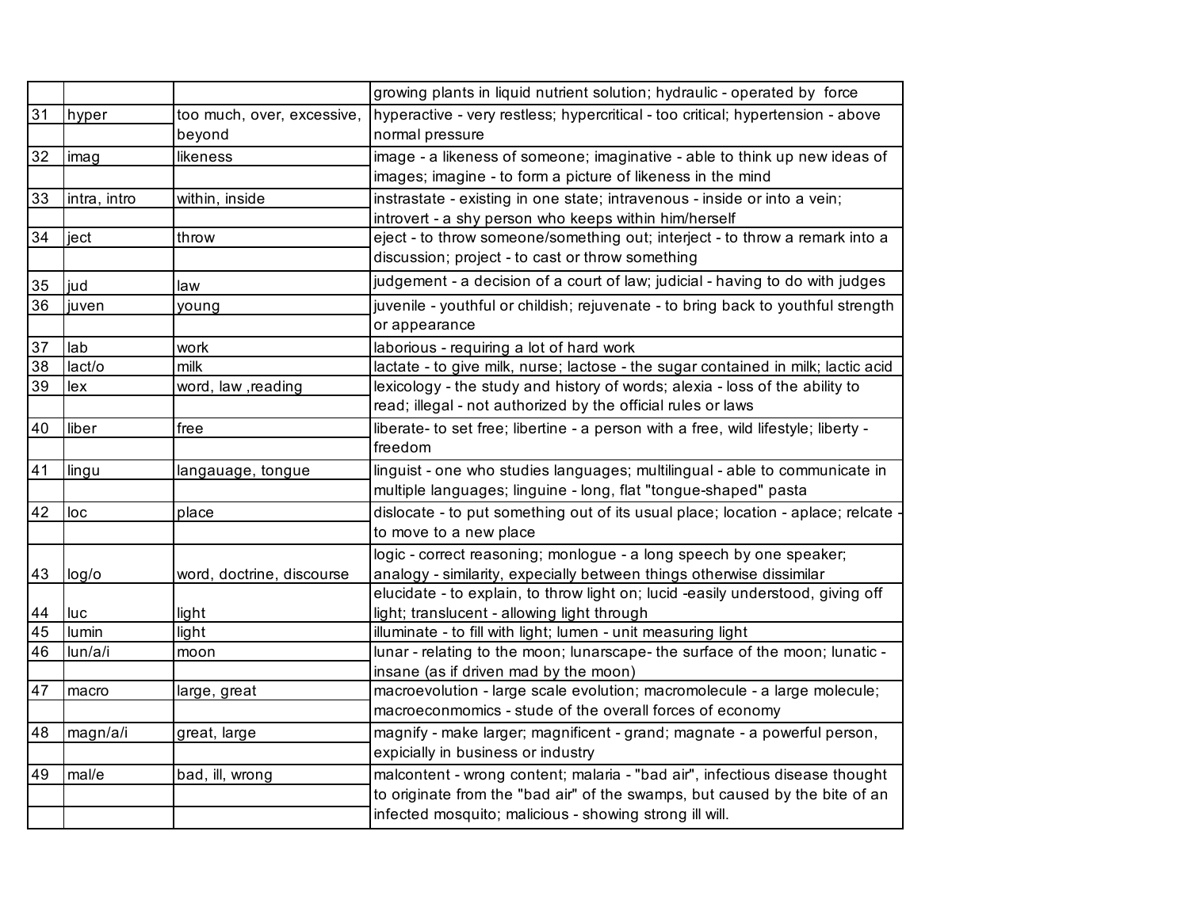| | | | |
|---|---|---|---|
| | | | growing plants in liquid nutrient solution; hydraulic - operated by force |
| 31 | hyper | too much, over, excessive, beyond | hyperactive - very restless; hypercritical - too critical; hypertension - above normal pressure |
| 32 | imag | likeness | image - a likeness of someone; imaginative - able to think up new ideas of images; imagine - to form a picture of likeness in the mind |
| 33 | intra, intro | within, inside | instrastate - existing in one state; intravenous - inside or into a vein; introvert - a shy person who keeps within him/herself |
| 34 | ject | throw | eject - to throw someone/something out; interject - to throw a remark into a discussion; project - to cast or throw something |
| 35 | jud | law | judgement - a decision of a court of law; judicial - having to do with judges |
| 36 | juven | young | juvenile - youthful or childish; rejuvenate - to bring back to youthful strength or appearance |
| 37 | lab | work | laborious - requiring a lot of hard work |
| 38 | lact/o | milk | lactate - to give milk, nurse; lactose - the sugar contained in milk; lactic acid |
| 39 | lex | word, law ,reading | lexicology - the study and history of words; alexia - loss of the ability to read; illegal - not authorized by the official rules or laws |
| 40 | liber | free | liberate- to set free; libertine - a person with a free, wild lifestyle; liberty - freedom |
| 41 | lingu | langauage, tongue | linguist - one who studies languages; multilingual - able to communicate in multiple languages; linguine - long, flat "tongue-shaped" pasta |
| 42 | loc | place | dislocate - to put something out of its usual place; location - aplace; relcate - to move to a new place |
| 43 | log/o | word, doctrine, discourse | logic - correct reasoning; monlogue - a long speech by one speaker; analogy - similarity, expecially between things otherwise dissimilar |
| 44 | luc | light | elucidate - to explain, to throw light on; lucid -easily understood, giving off light; translucent - allowing light through |
| 45 | lumin | light | illuminate - to fill with light; lumen - unit measuring light |
| 46 | lun/a/i | moon | lunar - relating to the moon; lunarscape- the surface of the moon; lunatic - insane (as if driven mad by the moon) |
| 47 | macro | large, great | macroevolution - large scale evolution; macromolecule - a large molecule; macroeconmomics - stude of the overall forces of economy |
| 48 | magn/a/i | great, large | magnify - make larger; magnificent - grand; magnate - a powerful person, expicially in business or industry |
| 49 | mal/e | bad, ill, wrong | malcontent - wrong content; malaria - "bad air", infectious disease thought to originate from the "bad air" of the swamps, but caused by the bite of an infected mosquito; malicious - showing strong ill will. |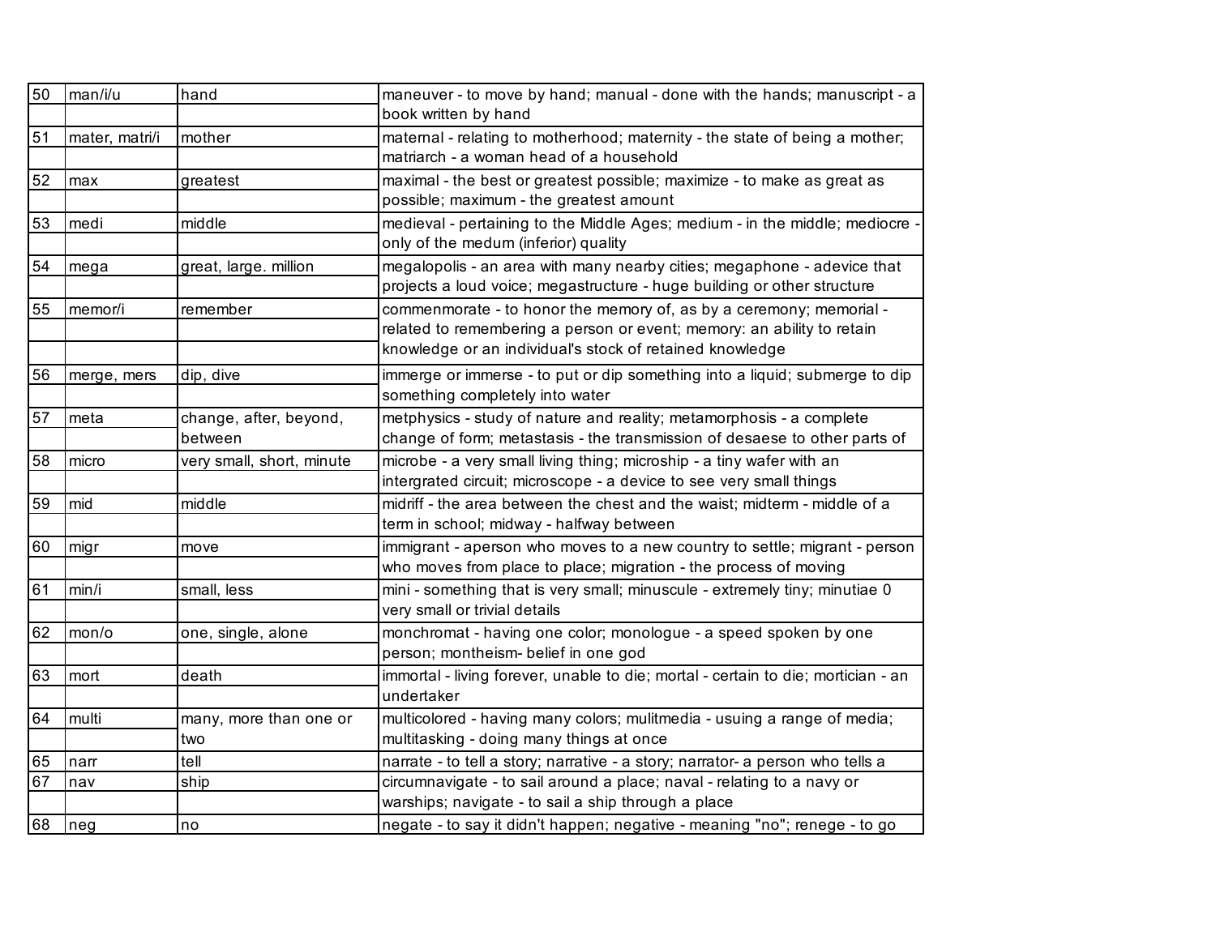| | | | |
|---|---|---|---|
| 50 | man/i/u | hand | maneuver - to move by hand; manual - done with the hands; manuscript - a book written by hand |
| 51 | mater, matri/i | mother | maternal - relating to motherhood; maternity - the state of being a mother; matriarch - a woman head of a household |
| 52 | max | greatest | maximal - the best or greatest possible; maximize - to make as great as possible; maximum - the greatest amount |
| 53 | medi | middle | medieval - pertaining to the Middle Ages; medium - in the middle; mediocre - only of the medum (inferior) quality |
| 54 | mega | great, large. million | megalopolis - an area with many nearby cities; megaphone - adevice that projects a loud voice; megastructure - huge building or other structure |
| 55 | memor/i | remember | commenmorate - to honor the memory of, as by a ceremony; memorial - related to remembering a person or event; memory: an ability to retain knowledge or an individual's stock of retained knowledge |
| 56 | merge, mers | dip, dive | immerge or immerse - to put or dip something into a liquid; submerge to dip something completely into water |
| 57 | meta | change, after, beyond, between | metphysics - study of nature and reality; metamorphosis - a complete change of form; metastasis - the transmission of desaese to other parts of |
| 58 | micro | very small, short, minute | microbe - a very small living thing; microship - a tiny wafer with an intergrated circuit; microscope - a device to see very small things |
| 59 | mid | middle | midriff - the area between the chest and the waist; midterm - middle of a term in school; midway - halfway between |
| 60 | migr | move | immigrant - aperson who moves to a new country to settle; migrant - person who moves from place to place; migration - the process of moving |
| 61 | min/i | small, less | mini - something that is very small; minuscule - extremely tiny; minutiae 0 very small or trivial details |
| 62 | mon/o | one, single, alone | monchromat - having one color; monologue - a speed spoken by one person; montheism- belief in one god |
| 63 | mort | death | immortal - living forever, unable to die; mortal - certain to die; mortician - an undertaker |
| 64 | multi | many, more than one or two | multicolored - having many colors; mulitmedia - usuing a range of media; multitasking - doing many things at once |
| 65 | narr | tell | narrate - to tell a story; narrative - a story; narrator- a person who tells a |
| 67 | nav | ship | circumnavigate - to sail around a place; naval - relating to a navy or warships; navigate - to sail a ship through a place |
| 68 | neg | no | negate - to say it didn't happen; negative - meaning "no"; renege - to go |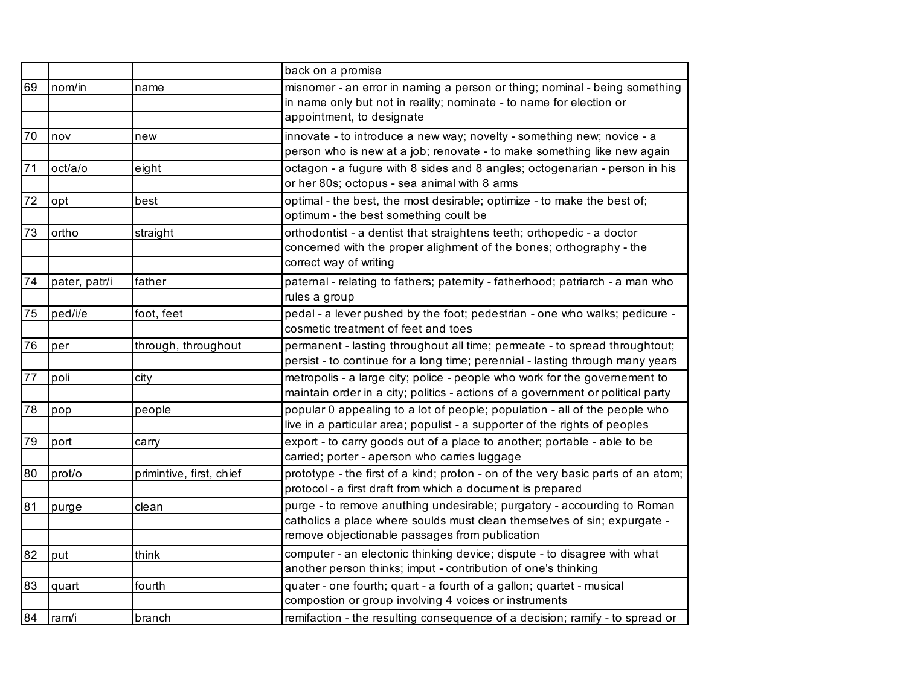| | | | |
|---|---|---|---|
| | | | back on a promise |
| 69 | nom/in | name | misnomer - an error in naming a person or thing; nominal - being something in name only but not in reality; nominate - to name for election or appointment, to designate |
| 70 | nov | new | innovate - to introduce a new way; novelty - something new; novice - a person who is new at a job; renovate - to make something like new again |
| 71 | oct/a/o | eight | octagon - a fugure with 8 sides and 8 angles; octogenarian - person in his or her 80s; octopus - sea animal with 8 arms |
| 72 | opt | best | optimal - the best, the most desirable; optimize - to make the best of; optimum - the best something coult be |
| 73 | ortho | straight | orthodontist - a dentist that straightens teeth; orthopedic - a doctor concerned with the proper alighment of the bones; orthography - the correct way of writing |
| 74 | pater, patr/i | father | paternal - relating to fathers; paternity - fatherhood; patriarch - a man who rules a group |
| 75 | ped/i/e | foot, feet | pedal - a lever pushed by the foot; pedestrian - one who walks; pedicure - cosmetic treatment of feet and toes |
| 76 | per | through, throughout | permanent - lasting throughout all time; permeate - to spread throughtout; persist - to continue for a long time; perennial - lasting through many years |
| 77 | poli | city | metropolis - a large city; police - people who work for the governement to maintain order in a city; politics - actions of a government or political party |
| 78 | pop | people | popular 0 appealing to a lot of people; population - all of the people who live in a particular area; populist - a supporter of the rights of peoples |
| 79 | port | carry | export - to carry goods out of a place to another; portable - able to be carried; porter - aperson who carries luggage |
| 80 | prot/o | primintive, first, chief | prototype - the first of a kind; proton - on of the very basic parts of an atom; protocol - a first draft from which a document is prepared |
| 81 | purge | clean | purge - to remove anuthing undesirable; purgatory - accourding to Roman catholics a place where soulds must clean themselves of sin; expurgate - remove objectionable passages from publication |
| 82 | put | think | computer - an electonic thinking device; dispute - to disagree with what another person thinks; imput - contribution of one's thinking |
| 83 | quart | fourth | quater - one fourth; quart - a fourth of a gallon; quartet - musical compostion or group involving 4 voices or instruments |
| 84 | ram/i | branch | remifaction - the resulting consequence of a decision; ramify - to spread or |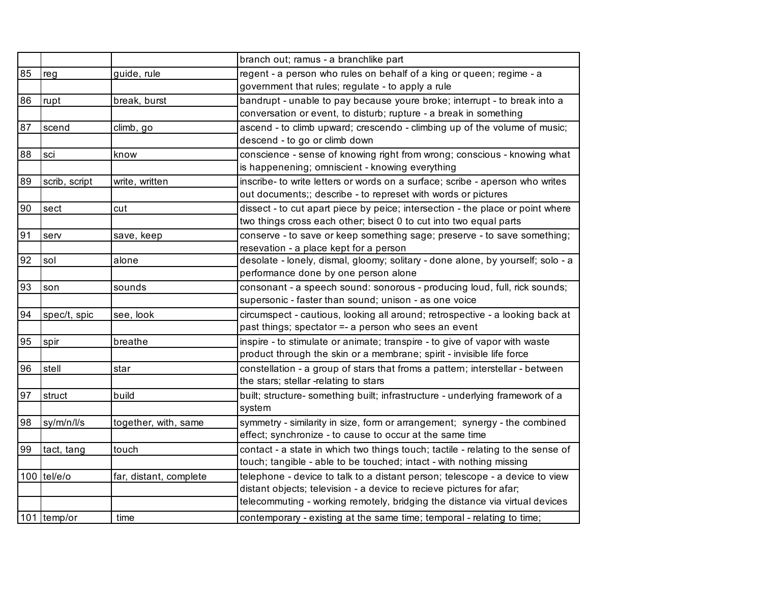| | | | |
|---|---|---|---|
| | | | branch out; ramus - a branchlike part |
| 85 | reg | guide, rule | regent - a person who rules on behalf of a king or queen; regime - a government that rules; regulate - to apply a rule |
| 86 | rupt | break, burst | bandrupt - unable to pay because youre broke; interrupt - to break into a conversation or event, to disturb; rupture - a break in something |
| 87 | scend | climb, go | ascend - to climb upward; crescendo - climbing up of the volume of music; descend - to go or climb down |
| 88 | sci | know | conscience - sense of knowing right from wrong; conscious - knowing what is happenening; omniscient - knowing everything |
| 89 | scrib, script | write, written | inscribe- to write letters or words on a surface; scribe - aperson who writes out documents;; describe - to represet with words or pictures |
| 90 | sect | cut | dissect - to cut apart piece by peice; intersection - the place or point where two things cross each other; bisect 0 to cut into two equal parts |
| 91 | serv | save, keep | conserve - to save or keep something sage; preserve - to save something; resevation - a place kept for a person |
| 92 | sol | alone | desolate - lonely, dismal, gloomy; solitary - done alone, by yourself; solo - a performance done by one person alone |
| 93 | son | sounds | consonant - a speech sound: sonorous - producing loud, full, rick sounds; supersonic - faster than sound; unison - as one voice |
| 94 | spec/t, spic | see, look | circumspect - cautious, looking all around; retrospective - a looking back at past things; spectator =- a person who sees an event |
| 95 | spir | breathe | inspire - to stimulate or animate; transpire - to give of vapor with waste product through the skin or a membrane; spirit - invisible life force |
| 96 | stell | star | constellation - a group of stars that froms a pattern; interstellar - between the stars; stellar -relating to stars |
| 97 | struct | build | built; structure- something built; infrastructure - underlying framework of a system |
| 98 | sy/m/n/l/s | together, with, same | symmetry - similarity in size, form or arrangement; synergy - the combined effect; synchronize - to cause to occur at the same time |
| 99 | tact, tang | touch | contact - a state in which two things touch; tactile - relating to the sense of touch; tangible - able to be touched; intact - with nothing missing |
| 100 | tel/e/o | far, distant, complete | telephone - device to talk to a distant person; telescope - a device to view distant objects; television - a device to recieve pictures for afar; telecommuting - working remotely, bridging the distance via virtual devices |
| 101 | temp/or | time | contemporary - existing at the same time; temporal - relating to time; |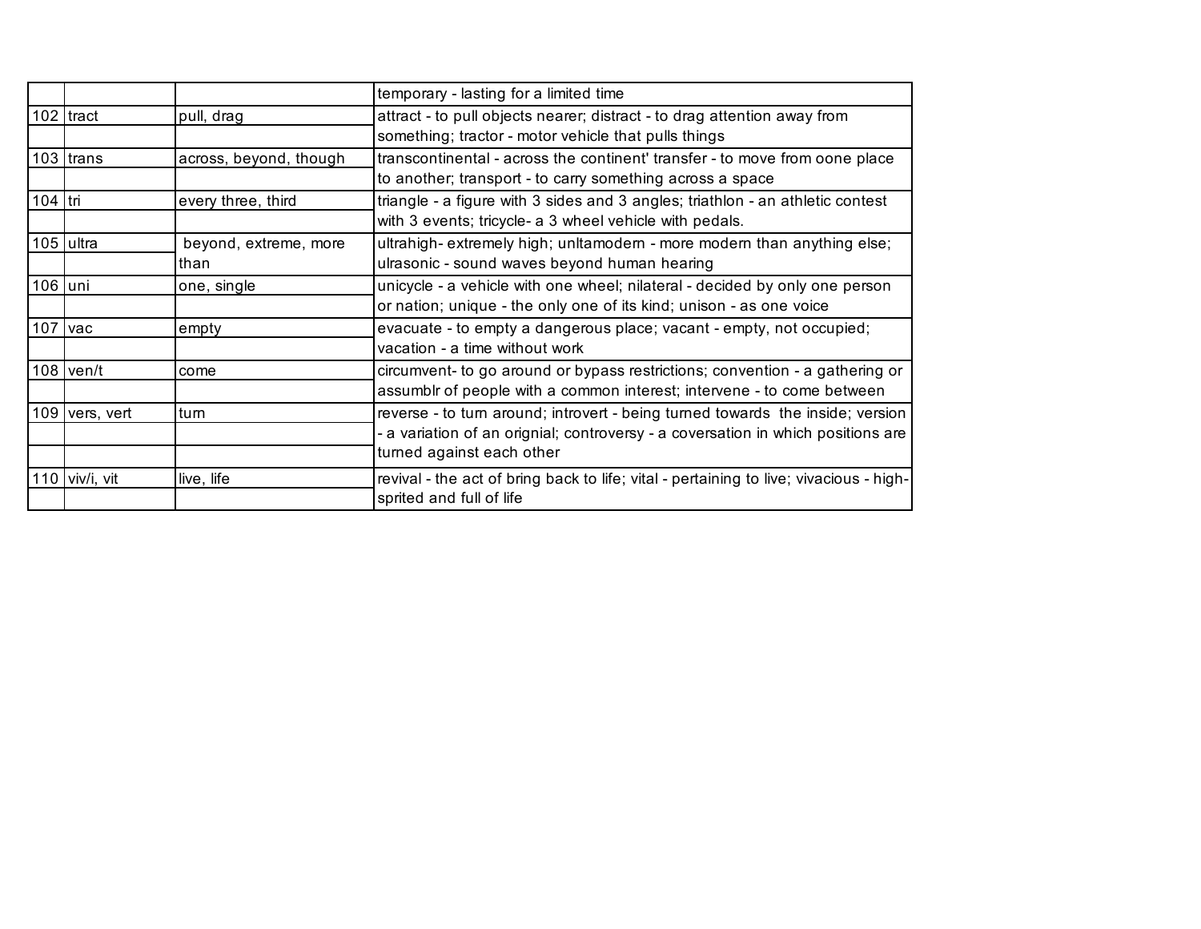| | | | |
|---|---|---|---|
| | | | temporary - lasting for a limited time |
| 102 | tract | pull, drag | attract - to pull objects nearer; distract - to drag attention away from something; tractor - motor vehicle that pulls things |
| 103 | trans | across, beyond, though | transcontinental - across the continent' transfer - to move from oone place to another; transport - to carry something across a space |
| 104 | tri | every three, third | triangle - a figure with 3 sides and 3 angles; triathlon - an athletic contest with 3 events; tricycle- a 3 wheel vehicle with pedals. |
| 105 | ultra | beyond, extreme, more than | ultrahigh- extremely high; unltamodern - more modern than anything else; ulrasonic - sound waves beyond human hearing |
| 106 | uni | one, single | unicycle - a vehicle with one wheel; nilateral - decided by only one person or nation; unique - the only one of its kind; unison - as one voice |
| 107 | vac | empty | evacuate - to empty a dangerous place; vacant - empty, not occupied; vacation - a time without work |
| 108 | ven/t | come | circumvent- to go around or bypass restrictions; convention - a gathering or assumblr of people with a common interest; intervene - to come between |
| 109 | vers, vert | turn | reverse - to turn around; introvert - being turned towards the inside; version - a variation of an orignial; controversy - a coversation in which positions are turned against each other |
| 110 | viv/i, vit | live, life | revival - the act of bring back to life; vital - pertaining to live; vivacious - high-sprited and full of life |